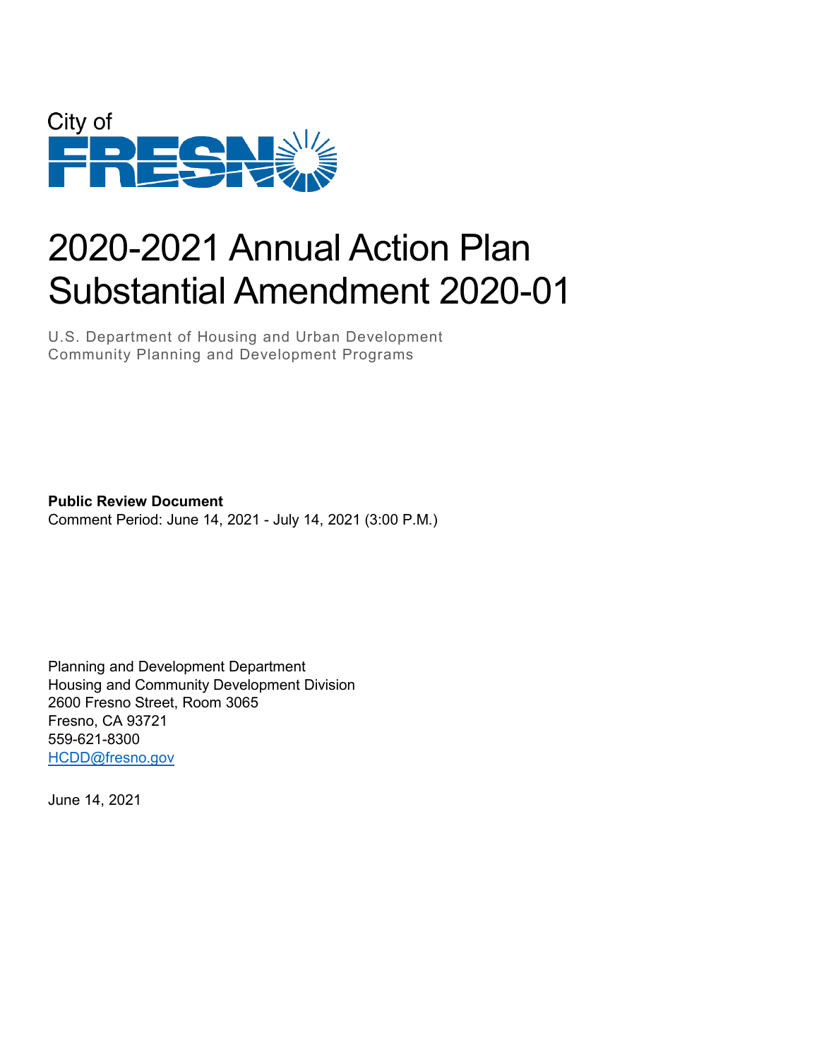City of FRESNO

# 2020-2021 Annual Action Plan Substantial Amendment 2020-01

U.S. Department of Housing and Urban Development
Community Planning and Development Programs

**Public Review Document**
Comment Period: June 14, 2021 - July 14, 2021 (3:00 P.M.)

Planning and Development Department
Housing and Community Development Division
2600 Fresno Street, Room 3065
Fresno, CA 93721
559-621-8300
HCDD@fresno.gov

June 14, 2021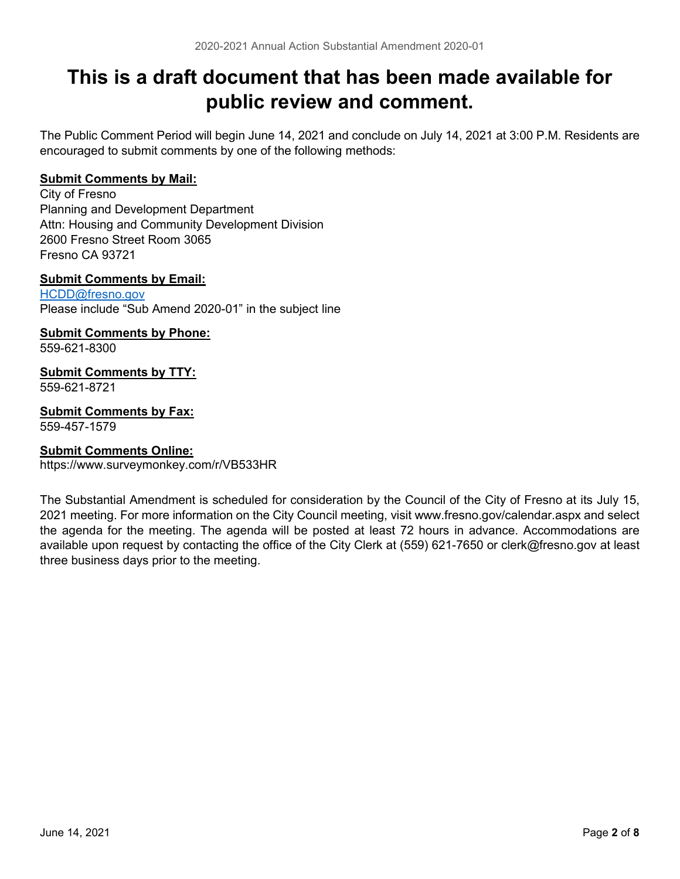# This is a draft document that has been made available for public review and comment.

The Public Comment Period will begin June 14, 2021 and conclude on July 14, 2021 at 3:00 P.M. Residents are encouraged to submit comments by one of the following methods:

**Submit Comments by Mail:**
City of Fresno
Planning and Development Department
Attn: Housing and Community Development Division
2600 Fresno Street Room 3065
Fresno CA 93721

**Submit Comments by Email:**
HCDD@fresno.gov
Please include "Sub Amend 2020-01" in the subject line

**Submit Comments by Phone:**
559-621-8300

**Submit Comments by TTY:**
559-621-8721

**Submit Comments by Fax:**
559-457-1579

**Submit Comments Online:**
https://www.surveymonkey.com/r/VB533HR

The Substantial Amendment is scheduled for consideration by the Council of the City of Fresno at its July 15, 2021 meeting. For more information on the City Council meeting, visit www.fresno.gov/calendar.aspx and select the agenda for the meeting. The agenda will be posted at least 72 hours in advance. Accommodations are available upon request by contacting the office of the City Clerk at (559) 621-7650 or clerk@fresno.gov at least three business days prior to the meeting.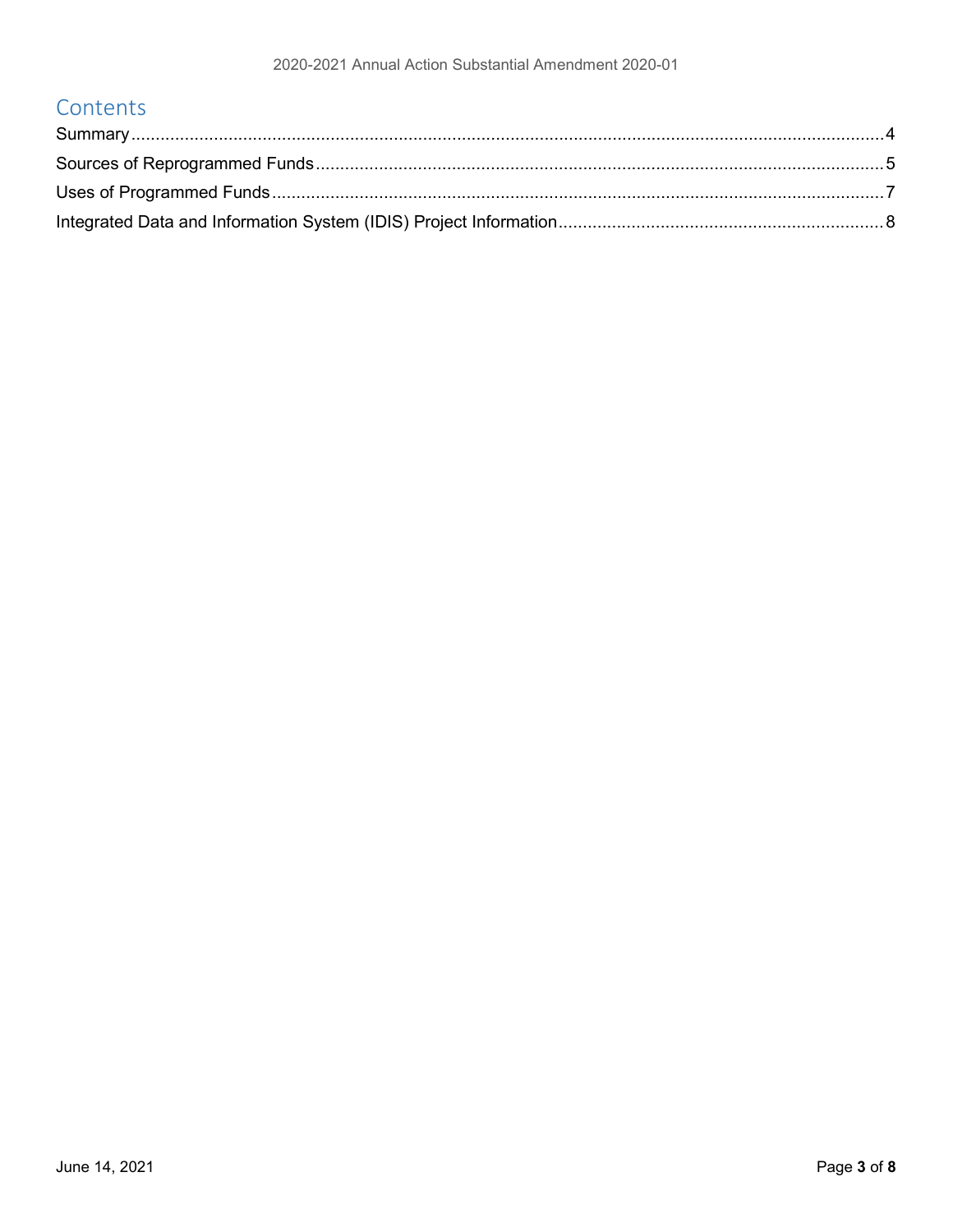# Contents

Summary....................................................................................................4

Sources of Reprogrammed Funds..........................................................5

Uses of Programmed Funds....................................................................7

Integrated Data and Information System (IDIS) Project Information.........8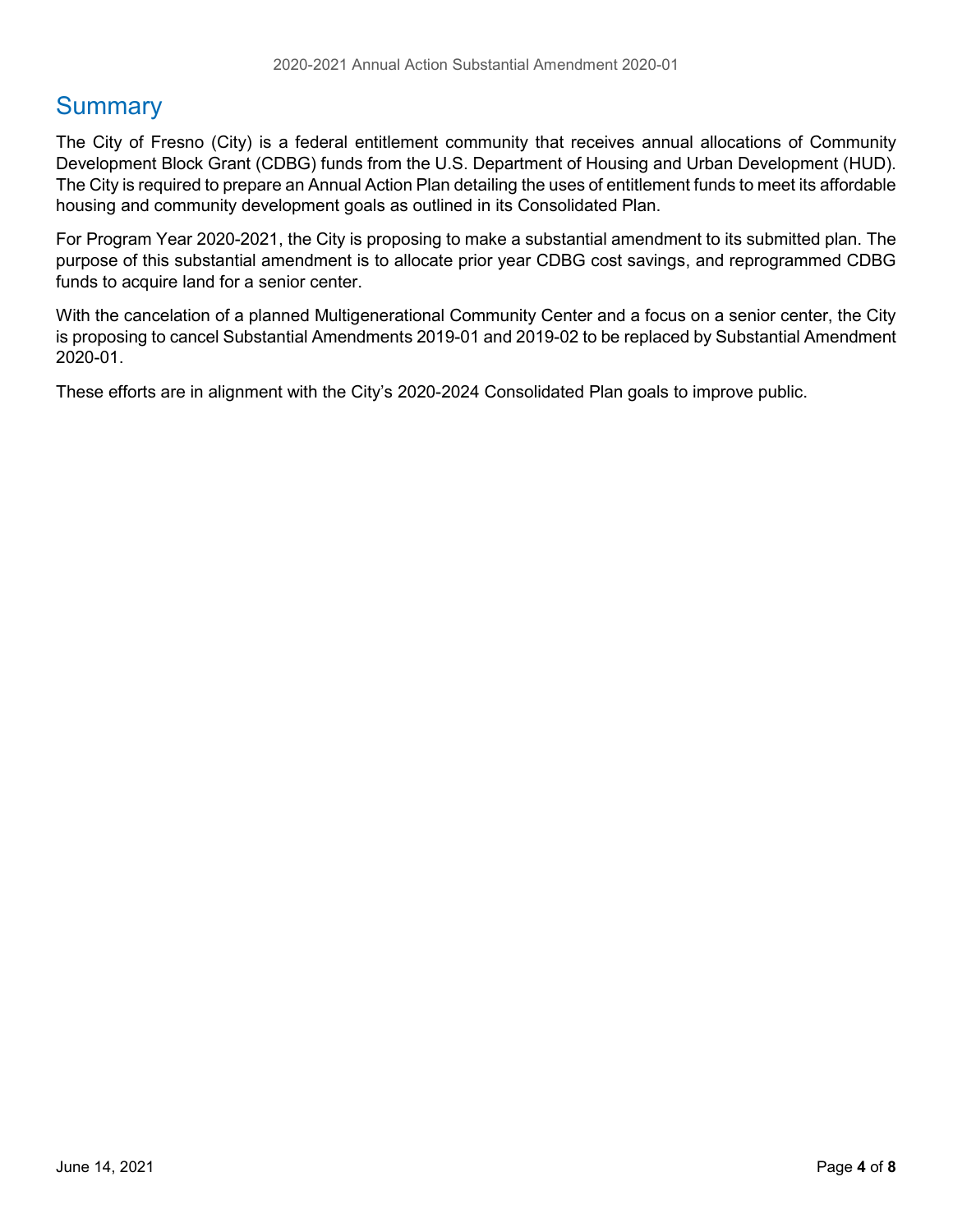# Summary

The City of Fresno (City) is a federal entitlement community that receives annual allocations of Community Development Block Grant (CDBG) funds from the U.S. Department of Housing and Urban Development (HUD). The City is required to prepare an Annual Action Plan detailing the uses of entitlement funds to meet its affordable housing and community development goals as outlined in its Consolidated Plan.

For Program Year 2020-2021, the City is proposing to make a substantial amendment to its submitted plan. The purpose of this substantial amendment is to allocate prior year CDBG cost savings, and reprogrammed CDBG funds to acquire land for a senior center.

With the cancelation of a planned Multigenerational Community Center and a focus on a senior center, the City is proposing to cancel Substantial Amendments 2019-01 and 2019-02 to be replaced by Substantial Amendment 2020-01.

These efforts are in alignment with the City's 2020-2024 Consolidated Plan goals to improve public.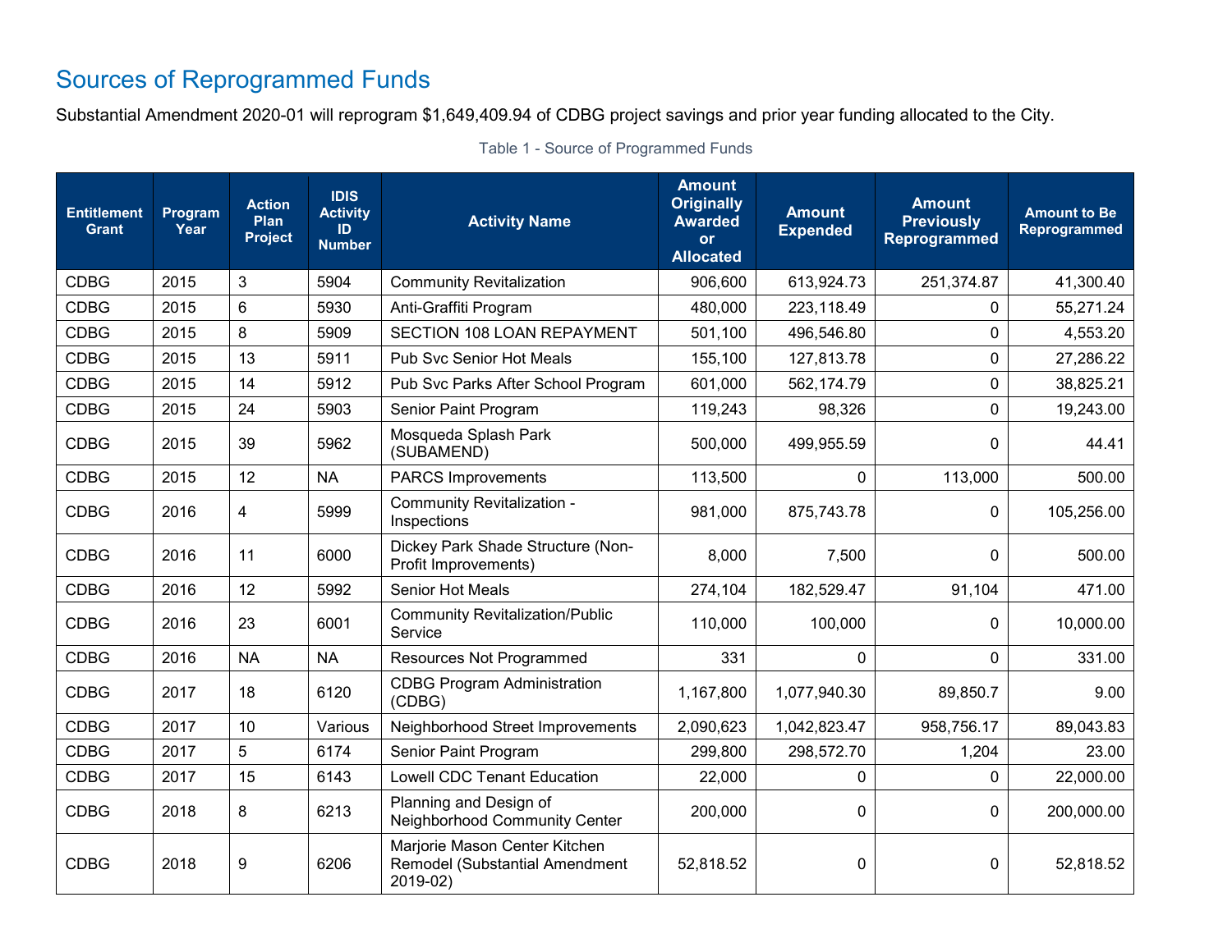## Sources of Reprogrammed Funds

Substantial Amendment 2020-01 will reprogram $1,649,409.94 of CDBG project savings and prior year funding allocated to the City.

Table 1 - Source of Programmed Funds

| Entitlement Grant | Program Year | Action Plan Project | IDIS Activity ID Number | Activity Name | Amount Originally Awarded or Allocated | Amount Expended | Amount Previously Reprogrammed | Amount to Be Reprogrammed |
|---|---|---|---|---|---|---|---|---|
| CDBG | 2015 | 3 | 5904 | Community Revitalization | 906,600 | 613,924.73 | 251,374.87 | 41,300.40 |
| CDBG | 2015 | 6 | 5930 | Anti-Graffiti Program | 480,000 | 223,118.49 | 0 | 55,271.24 |
| CDBG | 2015 | 8 | 5909 | SECTION 108 LOAN REPAYMENT | 501,100 | 496,546.80 | 0 | 4,553.20 |
| CDBG | 2015 | 13 | 5911 | Pub Svc Senior Hot Meals | 155,100 | 127,813.78 | 0 | 27,286.22 |
| CDBG | 2015 | 14 | 5912 | Pub Svc Parks After School Program | 601,000 | 562,174.79 | 0 | 38,825.21 |
| CDBG | 2015 | 24 | 5903 | Senior Paint Program | 119,243 | 98,326 | 0 | 19,243.00 |
| CDBG | 2015 | 39 | 5962 | Mosqueda Splash Park (SUBAMEND) | 500,000 | 499,955.59 | 0 | 44.41 |
| CDBG | 2015 | 12 | NA | PARCS Improvements | 113,500 | 0 | 113,000 | 500.00 |
| CDBG | 2016 | 4 | 5999 | Community Revitalization - Inspections | 981,000 | 875,743.78 | 0 | 105,256.00 |
| CDBG | 2016 | 11 | 6000 | Dickey Park Shade Structure (Non-Profit Improvements) | 8,000 | 7,500 | 0 | 500.00 |
| CDBG | 2016 | 12 | 5992 | Senior Hot Meals | 274,104 | 182,529.47 | 91,104 | 471.00 |
| CDBG | 2016 | 23 | 6001 | Community Revitalization/Public Service | 110,000 | 100,000 | 0 | 10,000.00 |
| CDBG | 2016 | NA | NA | Resources Not Programmed | 331 | 0 | 0 | 331.00 |
| CDBG | 2017 | 18 | 6120 | CDBG Program Administration (CDBG) | 1,167,800 | 1,077,940.30 | 89,850.7 | 9.00 |
| CDBG | 2017 | 10 | Various | Neighborhood Street Improvements | 2,090,623 | 1,042,823.47 | 958,756.17 | 89,043.83 |
| CDBG | 2017 | 5 | 6174 | Senior Paint Program | 299,800 | 298,572.70 | 1,204 | 23.00 |
| CDBG | 2017 | 15 | 6143 | Lowell CDC Tenant Education | 22,000 | 0 | 0 | 22,000.00 |
| CDBG | 2018 | 8 | 6213 | Planning and Design of Neighborhood Community Center | 200,000 | 0 | 0 | 200,000.00 |
| CDBG | 2018 | 9 | 6206 | Marjorie Mason Center Kitchen Remodel (Substantial Amendment 2019-02) | 52,818.52 | 0 | 0 | 52,818.52 |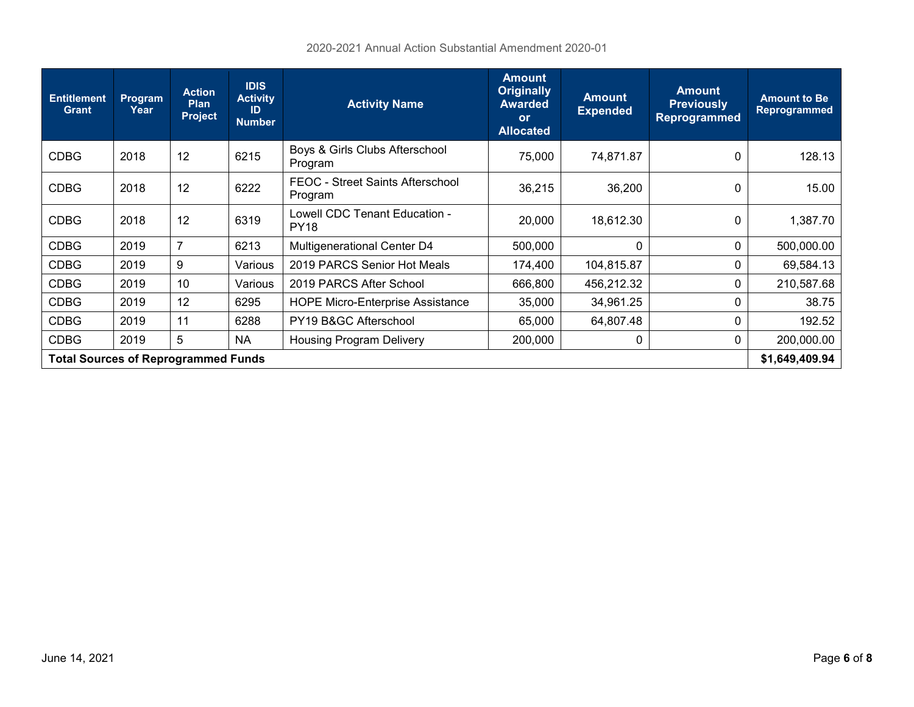| Entitlement Grant | Program Year | Action Plan Project | IDIS Activity ID Number | Activity Name | Amount Originally Awarded or Allocated | Amount Expended | Amount Previously Reprogrammed | Amount to Be Reprogrammed |
|---|---|---|---|---|---|---|---|---|
| CDBG | 2018 | 12 | 6215 | Boys & Girls Clubs Afterschool Program | 75,000 | 74,871.87 | 0 | 128.13 |
| CDBG | 2018 | 12 | 6222 | FEOC - Street Saints Afterschool Program | 36,215 | 36,200 | 0 | 15.00 |
| CDBG | 2018 | 12 | 6319 | Lowell CDC Tenant Education - PY18 | 20,000 | 18,612.30 | 0 | 1,387.70 |
| CDBG | 2019 | 7 | 6213 | Multigenerational Center D4 | 500,000 | 0 | 0 | 500,000.00 |
| CDBG | 2019 | 9 | Various | 2019 PARCS Senior Hot Meals | 174,400 | 104,815.87 | 0 | 69,584.13 |
| CDBG | 2019 | 10 | Various | 2019 PARCS After School | 666,800 | 456,212.32 | 0 | 210,587.68 |
| CDBG | 2019 | 12 | 6295 | HOPE Micro-Enterprise Assistance | 35,000 | 34,961.25 | 0 | 38.75 |
| CDBG | 2019 | 11 | 6288 | PY19 B&GC Afterschool | 65,000 | 64,807.48 | 0 | 192.52 |
| CDBG | 2019 | 5 | NA | Housing Program Delivery | 200,000 | 0 | 0 | 200,000.00 |
| **Total Sources of Reprogrammed Funds** | | | | | | | | **$1,649,409.94** |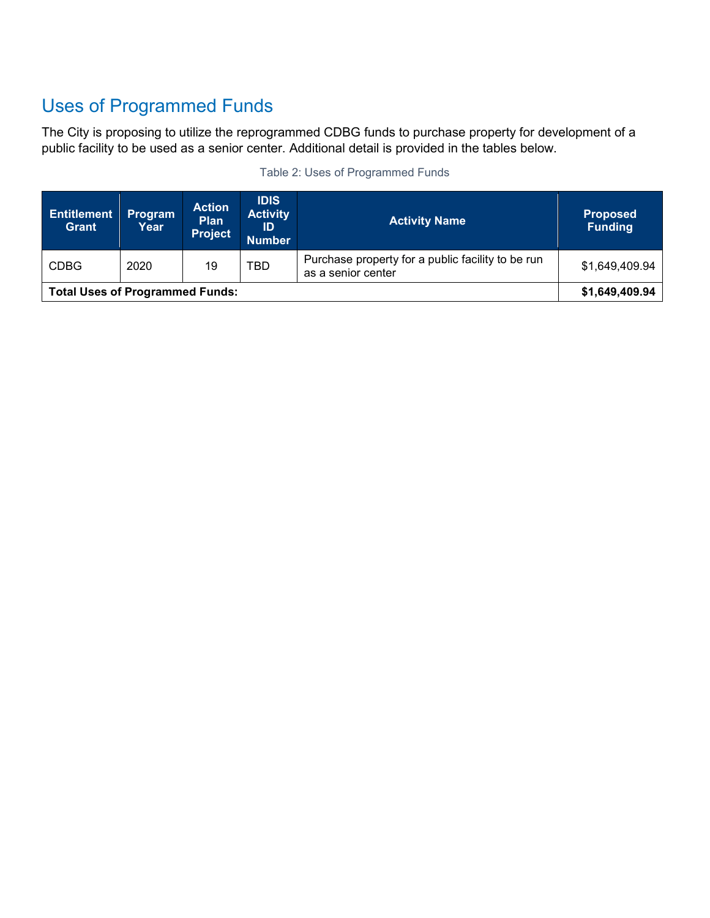## Uses of Programmed Funds

The City is proposing to utilize the reprogrammed CDBG funds to purchase property for development of a public facility to be used as a senior center. Additional detail is provided in the tables below.

Table 2: Uses of Programmed Funds

| Entitlement Grant | Program Year | Action Plan Project | IDIS Activity ID Number | Activity Name | Proposed Funding |
|---|---|---|---|---|---|
| CDBG | 2020 | 19 | TBD | Purchase property for a public facility to be run as a senior center | $1,649,409.94 |
| **Total Uses of Programmed Funds:** | | | | | **$1,649,409.94** |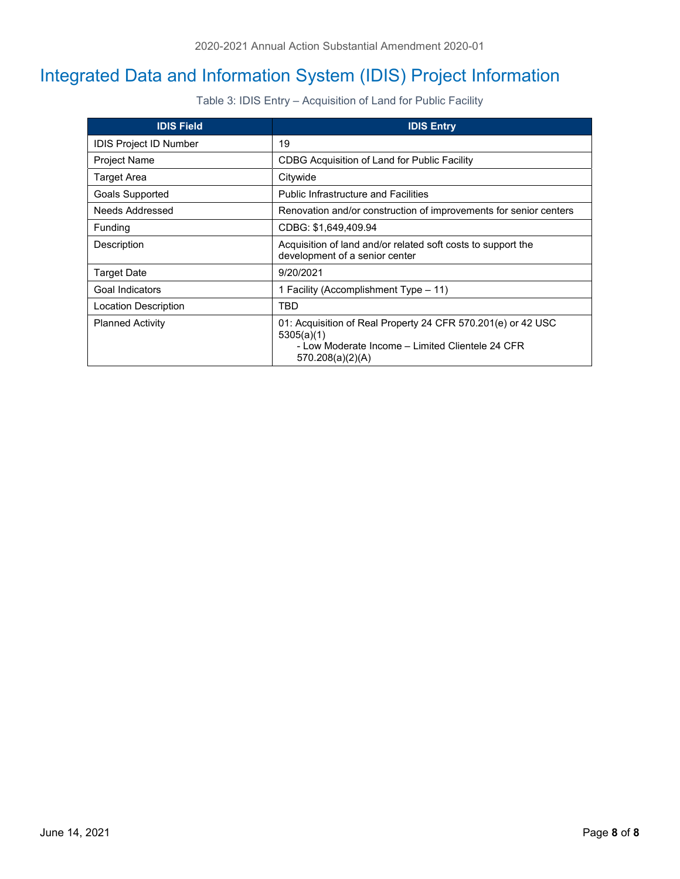# Integrated Data and Information System (IDIS) Project Information

Table 3: IDIS Entry – Acquisition of Land for Public Facility

| IDIS Field | IDIS Entry |
|---|---|
| IDIS Project ID Number | 19 |
| Project Name | CDBG Acquisition of Land for Public Facility |
| Target Area | Citywide |
| Goals Supported | Public Infrastructure and Facilities |
| Needs Addressed | Renovation and/or construction of improvements for senior centers |
| Funding | CDBG: $1,649,409.94 |
| Description | Acquisition of land and/or related soft costs to support the development of a senior center |
| Target Date | 9/20/2021 |
| Goal Indicators | 1 Facility (Accomplishment Type – 11) |
| Location Description | TBD |
| Planned Activity | 01: Acquisition of Real Property 24 CFR 570.201(e) or 42 USC 5305(a)(1)<br>- Low Moderate Income – Limited Clientele 24 CFR 570.208(a)(2)(A) |